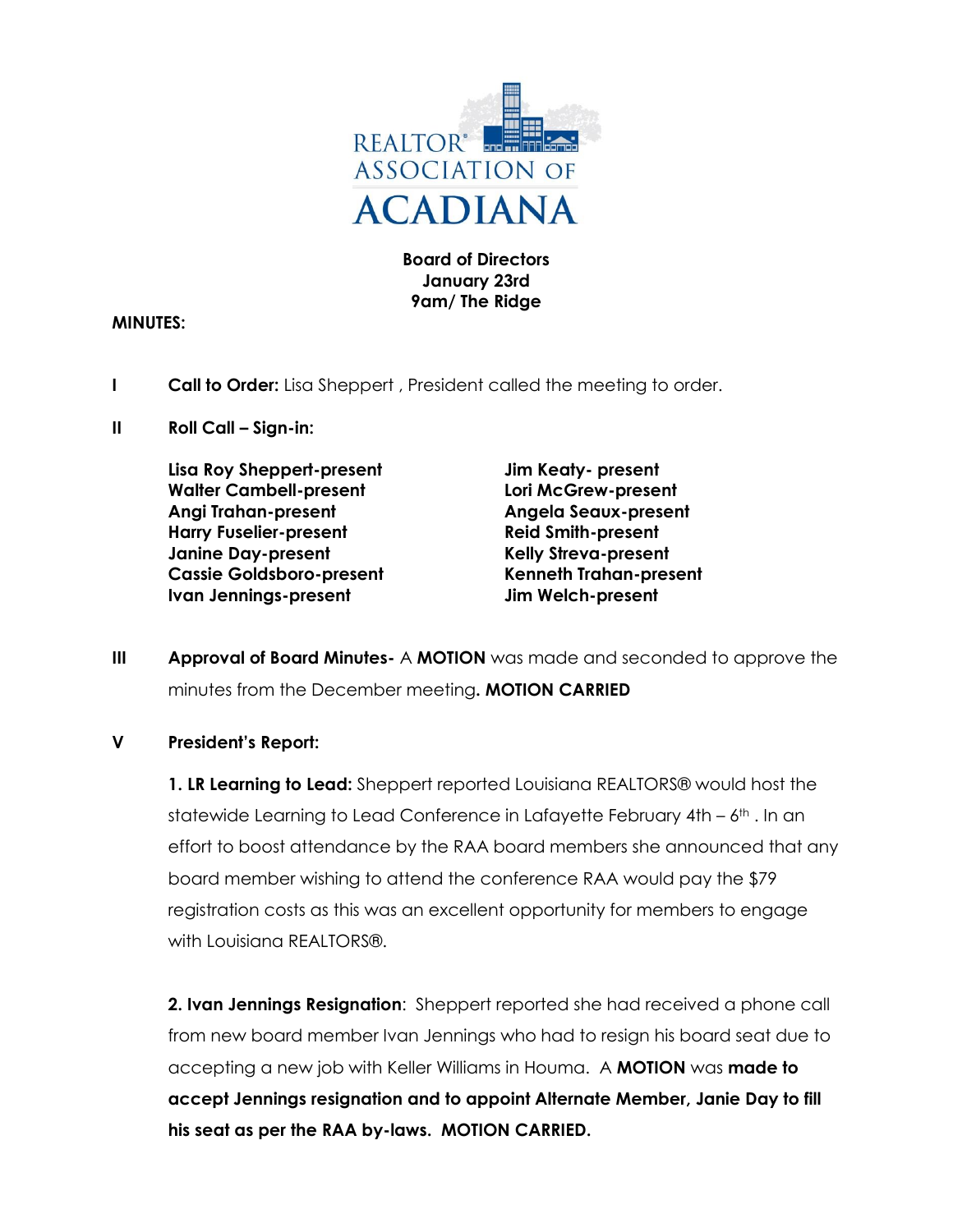REALTOR® ASSOCIATION OF ACADIANA

**Board of Directors**
**January 23rd**
**9am/ The Ridge**

**MINUTES:**

**I** **Call to Order:** Lisa Sheppert , President called the meeting to order.

**II** **Roll Call – Sign-in:**

**Lisa Roy Sheppert-present**
**Walter Cambell-present**
**Angi Trahan-present**
**Harry Fuselier-present**
**Janine Day-present**
**Cassie Goldsboro-present**
**Ivan Jennings-present**
**Jim Keaty- present**
**Lori McGrew-present**
**Angela Seaux-present**
**Reid Smith-present**
**Kelly Streva-present**
**Kenneth Trahan-present**
**Jim Welch-present**

**III** **Approval of Board Minutes-** A **MOTION** was made and seconded to approve the minutes from the December meeting**. MOTION CARRIED**

**V** **President's Report:**

**1. LR Learning to Lead:** Sheppert reported Louisiana REALTORS® would host the statewide Learning to Lead Conference in Lafayette February 4th – 6th . In an effort to boost attendance by the RAA board members she announced that any board member wishing to attend the conference RAA would pay the $79 registration costs as this was an excellent opportunity for members to engage with Louisiana REALTORS®.

**2. Ivan Jennings Resignation**: Sheppert reported she had received a phone call from new board member Ivan Jennings who had to resign his board seat due to accepting a new job with Keller Williams in Houma. A **MOTION** was **made to accept Jennings resignation and to appoint Alternate Member, Janie Day to fill his seat as per the RAA by-laws. MOTION CARRIED.**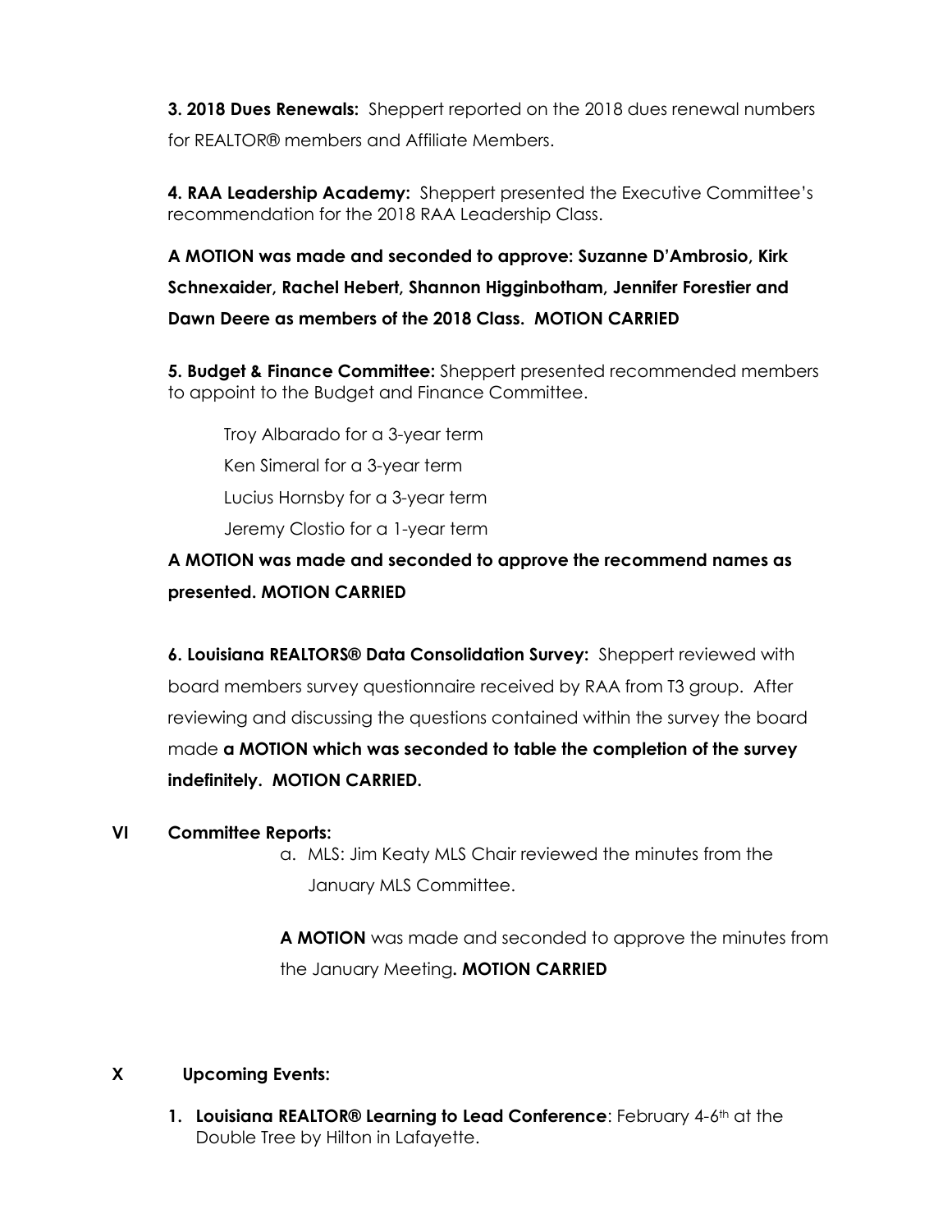**3. 2018 Dues Renewals:** Sheppert reported on the 2018 dues renewal numbers for REALTOR® members and Affiliate Members.

**4. RAA Leadership Academy:** Sheppert presented the Executive Committee's recommendation for the 2018 RAA Leadership Class.

**A MOTION was made and seconded to approve: Suzanne D'Ambrosio, Kirk Schnexaider, Rachel Hebert, Shannon Higginbotham, Jennifer Forestier and Dawn Deere as members of the 2018 Class. MOTION CARRIED**

**5. Budget & Finance Committee:** Sheppert presented recommended members to appoint to the Budget and Finance Committee.

Troy Albarado for a 3-year term

Ken Simeral for a 3-year term

Lucius Hornsby for a 3-year term

Jeremy Clostio for a 1-year term

**A MOTION was made and seconded to approve the recommend names as presented. MOTION CARRIED**

**6. Louisiana REALTORS® Data Consolidation Survey:** Sheppert reviewed with board members survey questionnaire received by RAA from T3 group. After reviewing and discussing the questions contained within the survey the board made **a MOTION which was seconded to table the completion of the survey indefinitely. MOTION CARRIED.**

## VI Committee Reports:

a. MLS: Jim Keaty MLS Chair reviewed the minutes from the January MLS Committee.

**A MOTION** was made and seconded to approve the minutes from the January Meeting**. MOTION CARRIED**

## X Upcoming Events:

1. **Louisiana REALTOR® Learning to Lead Conference**: February 4-6th at the Double Tree by Hilton in Lafayette.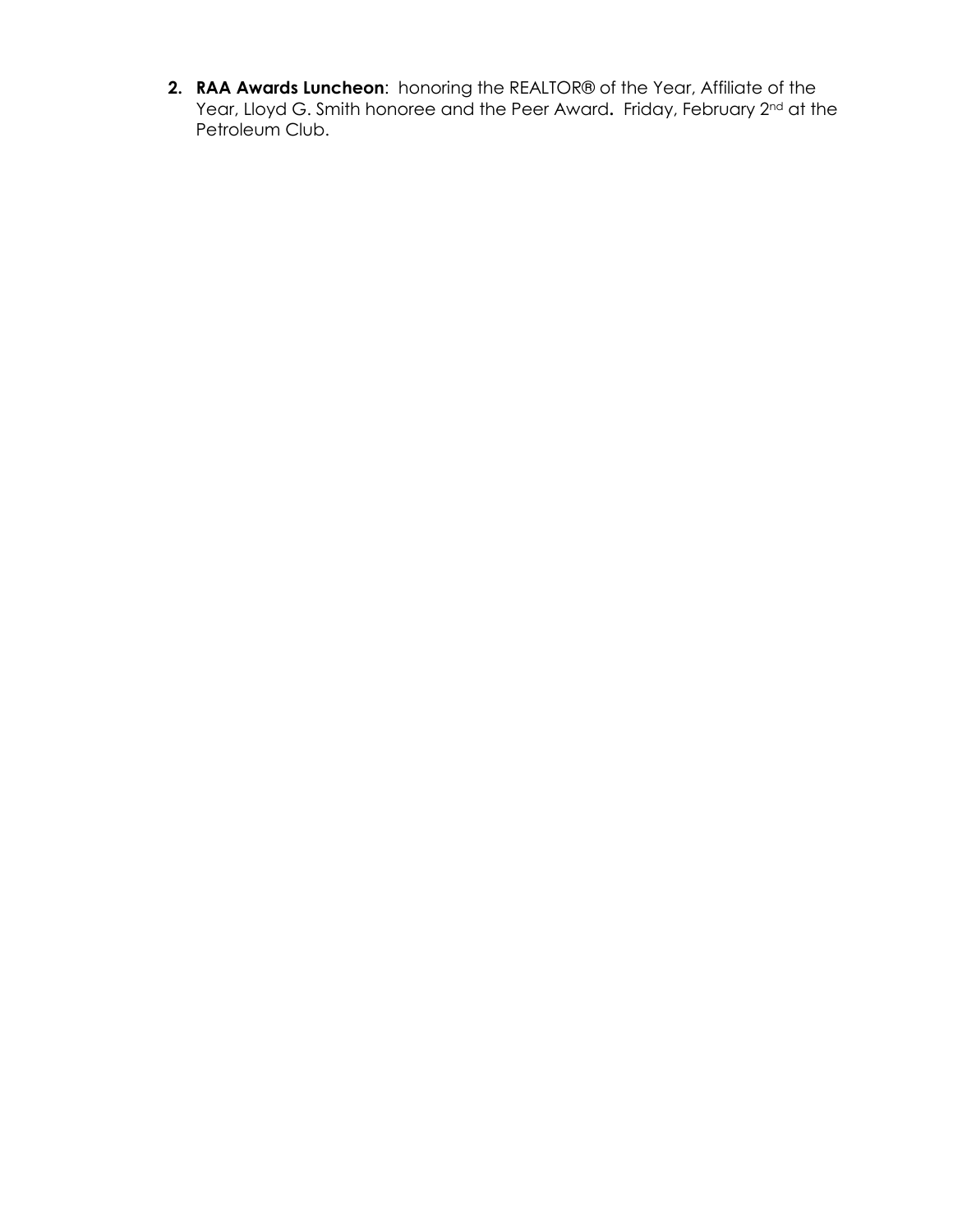2. **RAA Awards Luncheon**: honoring the REALTOR® of the Year, Affiliate of the Year, Lloyd G. Smith honoree and the Peer Award**.** Friday, February 2nd at the Petroleum Club.